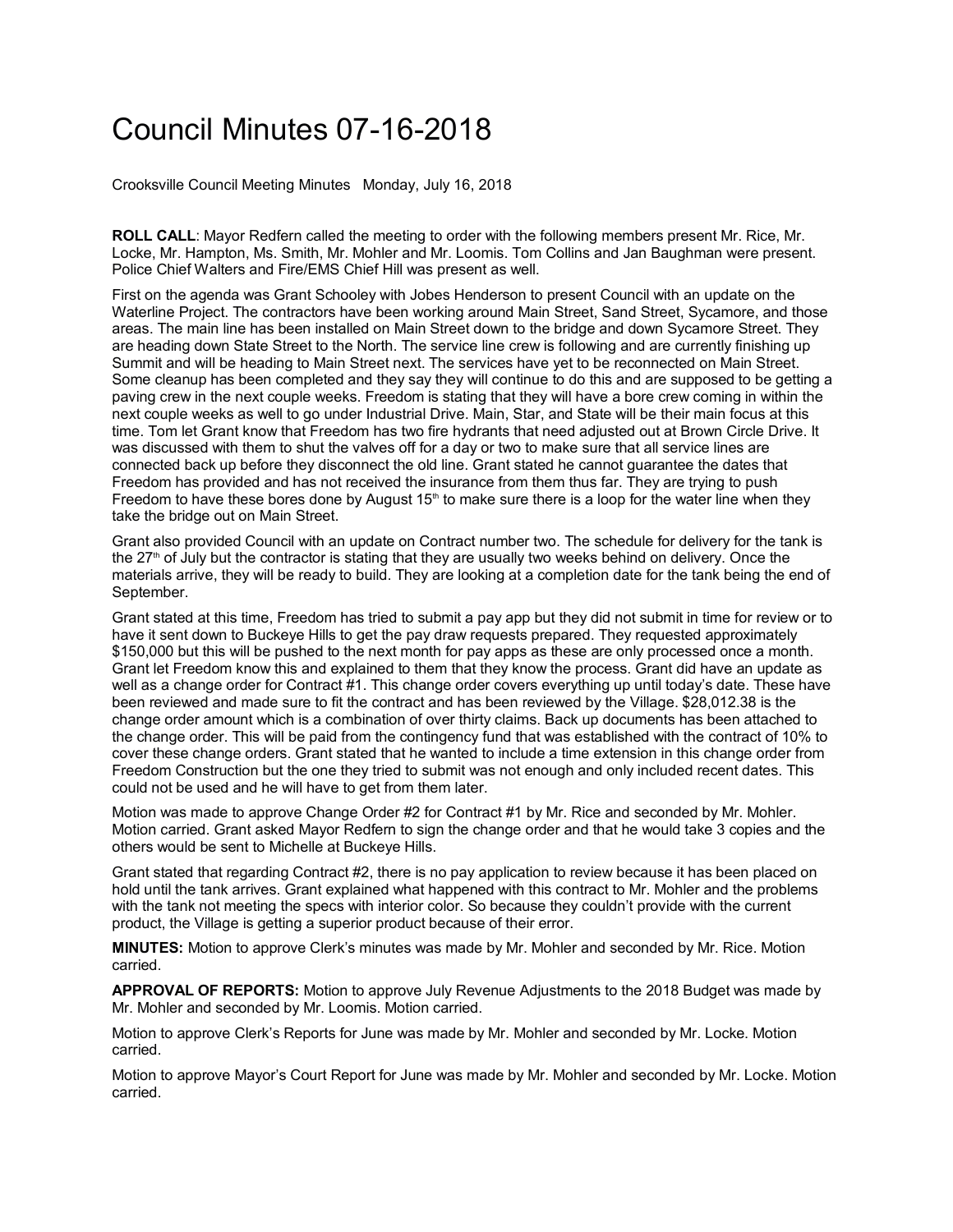# Council Minutes 07-16-2018

Crooksville Council Meeting Minutes   Monday, July 16, 2018

**ROLL CALL**: Mayor Redfern called the meeting to order with the following members present Mr. Rice, Mr. Locke, Mr. Hampton, Ms. Smith, Mr. Mohler and Mr. Loomis. Tom Collins and Jan Baughman were present. Police Chief Walters and Fire/EMS Chief Hill was present as well.

First on the agenda was Grant Schooley with Jobes Henderson to present Council with an update on the Waterline Project. The contractors have been working around Main Street, Sand Street, Sycamore, and those areas. The main line has been installed on Main Street down to the bridge and down Sycamore Street. They are heading down State Street to the North. The service line crew is following and are currently finishing up Summit and will be heading to Main Street next. The services have yet to be reconnected on Main Street. Some cleanup has been completed and they say they will continue to do this and are supposed to be getting a paving crew in the next couple weeks. Freedom is stating that they will have a bore crew coming in within the next couple weeks as well to go under Industrial Drive. Main, Star, and State will be their main focus at this time. Tom let Grant know that Freedom has two fire hydrants that need adjusted out at Brown Circle Drive. It was discussed with them to shut the valves off for a day or two to make sure that all service lines are connected back up before they disconnect the old line. Grant stated he cannot guarantee the dates that Freedom has provided and has not received the insurance from them thus far. They are trying to push Freedom to have these bores done by August 15th to make sure there is a loop for the water line when they take the bridge out on Main Street.

Grant also provided Council with an update on Contract number two. The schedule for delivery for the tank is the 27th of July but the contractor is stating that they are usually two weeks behind on delivery. Once the materials arrive, they will be ready to build. They are looking at a completion date for the tank being the end of September.

Grant stated at this time, Freedom has tried to submit a pay app but they did not submit in time for review or to have it sent down to Buckeye Hills to get the pay draw requests prepared. They requested approximately $150,000 but this will be pushed to the next month for pay apps as these are only processed once a month. Grant let Freedom know this and explained to them that they know the process. Grant did have an update as well as a change order for Contract #1. This change order covers everything up until today's date. These have been reviewed and made sure to fit the contract and has been reviewed by the Village. $28,012.38 is the change order amount which is a combination of over thirty claims. Back up documents has been attached to the change order. This will be paid from the contingency fund that was established with the contract of 10% to cover these change orders. Grant stated that he wanted to include a time extension in this change order from Freedom Construction but the one they tried to submit was not enough and only included recent dates. This could not be used and he will have to get from them later.

Motion was made to approve Change Order #2 for Contract #1 by Mr. Rice and seconded by Mr. Mohler. Motion carried. Grant asked Mayor Redfern to sign the change order and that he would take 3 copies and the others would be sent to Michelle at Buckeye Hills.

Grant stated that regarding Contract #2, there is no pay application to review because it has been placed on hold until the tank arrives. Grant explained what happened with this contract to Mr. Mohler and the problems with the tank not meeting the specs with interior color. So because they couldn't provide with the current product, the Village is getting a superior product because of their error.

**MINUTES:** Motion to approve Clerk's minutes was made by Mr. Mohler and seconded by Mr. Rice. Motion carried.

**APPROVAL OF REPORTS:** Motion to approve July Revenue Adjustments to the 2018 Budget was made by Mr. Mohler and seconded by Mr. Loomis. Motion carried.

Motion to approve Clerk's Reports for June was made by Mr. Mohler and seconded by Mr. Locke. Motion carried.

Motion to approve Mayor's Court Report for June was made by Mr. Mohler and seconded by Mr. Locke. Motion carried.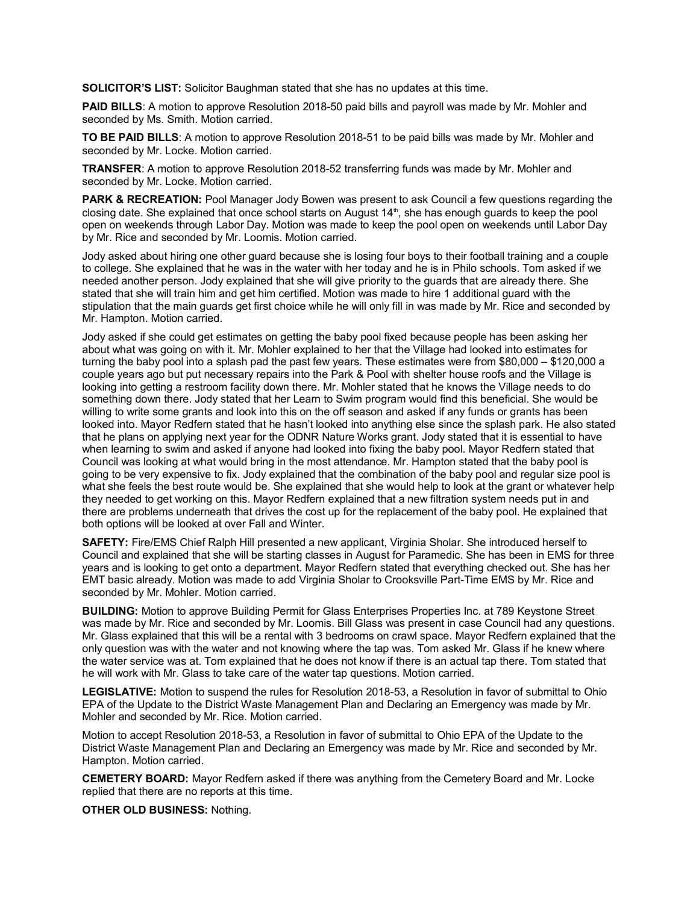**SOLICITOR'S LIST:** Solicitor Baughman stated that she has no updates at this time.

**PAID BILLS**: A motion to approve Resolution 2018-50 paid bills and payroll was made by Mr. Mohler and seconded by Ms. Smith. Motion carried.

**TO BE PAID BILLS**: A motion to approve Resolution 2018-51 to be paid bills was made by Mr. Mohler and seconded by Mr. Locke. Motion carried.

**TRANSFER**: A motion to approve Resolution 2018-52 transferring funds was made by Mr. Mohler and seconded by Mr. Locke. Motion carried.

**PARK & RECREATION:** Pool Manager Jody Bowen was present to ask Council a few questions regarding the closing date. She explained that once school starts on August 14th, she has enough guards to keep the pool open on weekends through Labor Day. Motion was made to keep the pool open on weekends until Labor Day by Mr. Rice and seconded by Mr. Loomis. Motion carried.

Jody asked about hiring one other guard because she is losing four boys to their football training and a couple to college. She explained that he was in the water with her today and he is in Philo schools. Tom asked if we needed another person. Jody explained that she will give priority to the guards that are already there. She stated that she will train him and get him certified. Motion was made to hire 1 additional guard with the stipulation that the main guards get first choice while he will only fill in was made by Mr. Rice and seconded by Mr. Hampton. Motion carried.

Jody asked if she could get estimates on getting the baby pool fixed because people has been asking her about what was going on with it. Mr. Mohler explained to her that the Village had looked into estimates for turning the baby pool into a splash pad the past few years. These estimates were from $80,000 – $120,000 a couple years ago but put necessary repairs into the Park & Pool with shelter house roofs and the Village is looking into getting a restroom facility down there. Mr. Mohler stated that he knows the Village needs to do something down there. Jody stated that her Learn to Swim program would find this beneficial. She would be willing to write some grants and look into this on the off season and asked if any funds or grants has been looked into. Mayor Redfern stated that he hasn't looked into anything else since the splash park. He also stated that he plans on applying next year for the ODNR Nature Works grant. Jody stated that it is essential to have when learning to swim and asked if anyone had looked into fixing the baby pool. Mayor Redfern stated that Council was looking at what would bring in the most attendance. Mr. Hampton stated that the baby pool is going to be very expensive to fix. Jody explained that the combination of the baby pool and regular size pool is what she feels the best route would be. She explained that she would help to look at the grant or whatever help they needed to get working on this. Mayor Redfern explained that a new filtration system needs put in and there are problems underneath that drives the cost up for the replacement of the baby pool. He explained that both options will be looked at over Fall and Winter.

**SAFETY:** Fire/EMS Chief Ralph Hill presented a new applicant, Virginia Sholar. She introduced herself to Council and explained that she will be starting classes in August for Paramedic. She has been in EMS for three years and is looking to get onto a department. Mayor Redfern stated that everything checked out. She has her EMT basic already. Motion was made to add Virginia Sholar to Crooksville Part-Time EMS by Mr. Rice and seconded by Mr. Mohler. Motion carried.

**BUILDING:** Motion to approve Building Permit for Glass Enterprises Properties Inc. at 789 Keystone Street was made by Mr. Rice and seconded by Mr. Loomis. Bill Glass was present in case Council had any questions. Mr. Glass explained that this will be a rental with 3 bedrooms on crawl space. Mayor Redfern explained that the only question was with the water and not knowing where the tap was. Tom asked Mr. Glass if he knew where the water service was at. Tom explained that he does not know if there is an actual tap there. Tom stated that he will work with Mr. Glass to take care of the water tap questions. Motion carried.

**LEGISLATIVE:** Motion to suspend the rules for Resolution 2018-53, a Resolution in favor of submittal to Ohio EPA of the Update to the District Waste Management Plan and Declaring an Emergency was made by Mr. Mohler and seconded by Mr. Rice. Motion carried.

Motion to accept Resolution 2018-53, a Resolution in favor of submittal to Ohio EPA of the Update to the District Waste Management Plan and Declaring an Emergency was made by Mr. Rice and seconded by Mr. Hampton. Motion carried.

**CEMETERY BOARD:** Mayor Redfern asked if there was anything from the Cemetery Board and Mr. Locke replied that there are no reports at this time.

**OTHER OLD BUSINESS:** Nothing.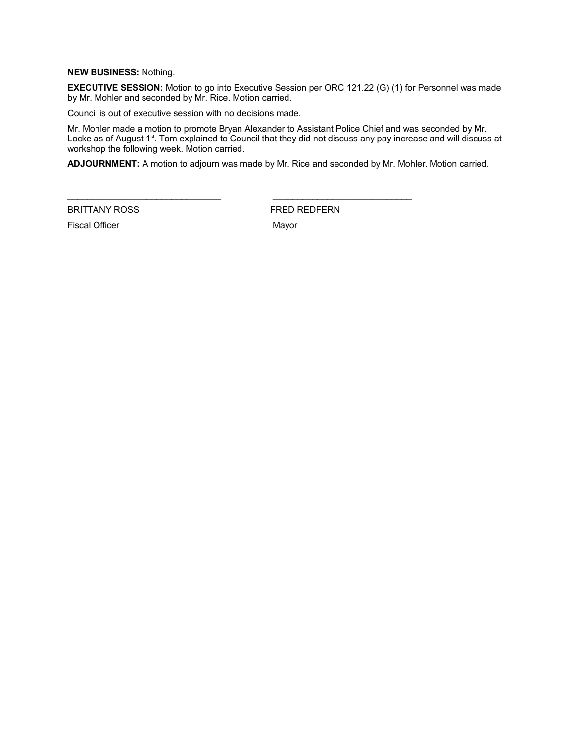**NEW BUSINESS:** Nothing.

**EXECUTIVE SESSION:** Motion to go into Executive Session per ORC 121.22 (G) (1) for Personnel was made by Mr. Mohler and seconded by Mr. Rice. Motion carried.

Council is out of executive session with no decisions made.

Mr. Mohler made a motion to promote Bryan Alexander to Assistant Police Chief and was seconded by Mr. Locke as of August 1st. Tom explained to Council that they did not discuss any pay increase and will discuss at workshop the following week. Motion carried.

**ADJOURNMENT:** A motion to adjourn was made by Mr. Rice and seconded by Mr. Mohler. Motion carried.

_______________________________ _____________________________

BRITTANY ROSS FRED REDFERN

Fiscal Officer Mayor